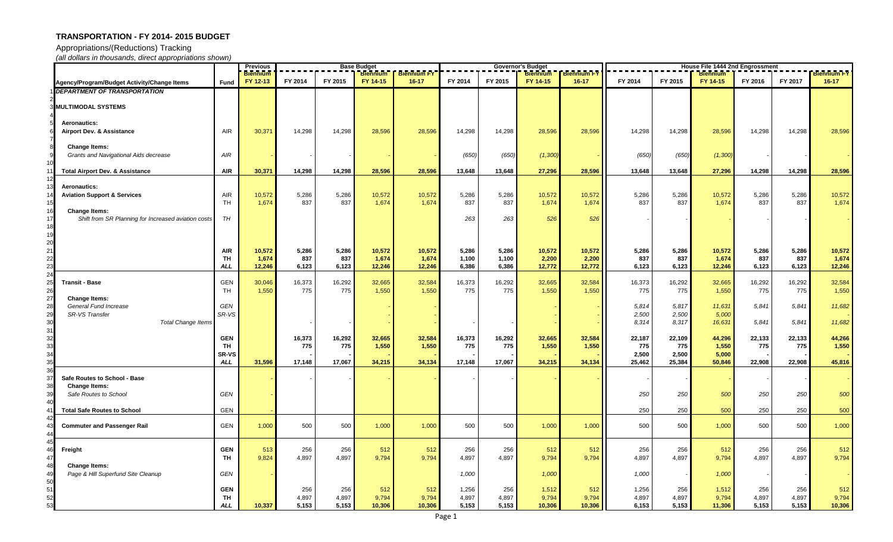# TRANSPORTATION - FY 2014- 2015 BUDGET

Appropriations/(Reductions) Tracking

*(all dollars in thousands, direct appropriations shown)*

| | Agency/Program/Budget Activity/Change Items | Fund | Previous Biennium FY 12-13 | Base Budget FY 2014 | Base Budget FY 2015 | Base Budget Biennium FY 14-15 | Base Budget Biennium FY 16-17 | Governor's Budget FY 2014 | Governor's Budget FY 2015 | Governor's Budget Biennium FY 14-15 | Governor's Budget Biennium FY 16-17 | House File 1444 2nd Engrossment FY 2014 | House File 1444 2nd Engrossment FY 2015 | House File 1444 2nd Engrossment Biennium FY 14-15 | House File 1444 2nd Engrossment FY 2016 | House File 1444 2nd Engrossment FY 2017 | House File 1444 2nd Engrossment Biennium FY 16-17 |
|---|---|---|---|---|---|---|---|---|---|---|---|---|---|---|---|---|---|
| 1 | ***DEPARTMENT OF TRANSPORTATION*** | | | | | | | | | | | | | | | | |
| 2 | | | | | | | | | | | | | | | | | |
| 3 | **MULTIMODAL SYSTEMS** | | | | | | | | | | | | | | | | |
| 4 | | | | | | | | | | | | | | | | | |
| 5 | **Aeronautics:** | | | | | | | | | | | | | | | | |
| 6 | **Airport Dev. & Assistance** | AIR | 30,371 | 14,298 | 14,298 | 28,596 | 28,596 | 14,298 | 14,298 | 28,596 | 28,596 | 14,298 | 14,298 | 28,596 | 14,298 | 14,298 | 28,596 |
| 7 | | | | | | | | | | | | | | | | | |
| 8 | **Change Items:** | | | | | | | | | | | | | | | | |
| 9 | *Grants and Navigational Aids decrease* | *AIR* | - | - | - | - | - | *(650)* | *(650)* | *(1,300)* | - | *(650)* | *(650)* | *(1,300)* | - | - | - |
| 10 | | | | | | | | | | | | | | | | | |
| 11 | **Total Airport Dev. & Assistance** | **AIR** | **30,371** | **14,298** | **14,298** | **28,596** | **28,596** | **13,648** | **13,648** | **27,296** | **28,596** | **13,648** | **13,648** | **27,296** | **14,298** | **14,298** | **28,596** |
| 12 | | | | | | | | | | | | | | | | | |
| 13 | **Aeronautics:** | | | | | | | | | | | | | | | | |
| 14 | **Aviation Support & Services** | AIR | 10,572 | 5,286 | 5,286 | 10,572 | 10,572 | 5,286 | 5,286 | 10,572 | 10,572 | 5,286 | 5,286 | 10,572 | 5,286 | 5,286 | 10,572 |
| 15 | | TH | 1,674 | 837 | 837 | 1,674 | 1,674 | 837 | 837 | 1,674 | 1,674 | 837 | 837 | 1,674 | 837 | 837 | 1,674 |
| 16 | **Change Items:** | | | | | | | | | | | | | | | | |
| 17 | *Shift from SR Planning for Increased aviation costs* | *TH* | | | | | | *263* | *263* | *526* | *526* | - | - | - | - | - | - |
| 18 | | | | | | | | | | | | | | | | | |
| 19 | | | | | | | | | | | | | | | | | |
| 20 | | | | | | | | | | | | | | | | | |
| 21 | | **AIR** | **10,572** | **5,286** | **5,286** | **10,572** | **10,572** | **5,286** | **5,286** | **10,572** | **10,572** | **5,286** | **5,286** | **10,572** | **5,286** | **5,286** | **10,572** |
| 22 | | **TH** | **1,674** | **837** | **837** | **1,674** | **1,674** | **1,100** | **1,100** | **2,200** | **2,200** | **837** | **837** | **1,674** | **837** | **837** | **1,674** |
| 23 | | ***ALL*** | **12,246** | **6,123** | **6,123** | **12,246** | **12,246** | **6,386** | **6,386** | **12,772** | **12,772** | **6,123** | **6,123** | **12,246** | **6,123** | **6,123** | **12,246** |
| 24 | | | | | | | | | | | | | | | | | |
| 25 | **Transit - Base** | GEN | 30,046 | 16,373 | 16,292 | 32,665 | 32,584 | 16,373 | 16,292 | 32,665 | 32,584 | 16,373 | 16,292 | 32,665 | 16,292 | 16,292 | 32,584 |
| 26 | | TH | 1,550 | 775 | 775 | 1,550 | 1,550 | 775 | 775 | 1,550 | 1,550 | 775 | 775 | 1,550 | 775 | 775 | 1,550 |
| 27 | **Change Items:** | | | | | | | | | | | | | | | | |
| 28 | *General Fund Increase* | *GEN* | | | | - | - | | | - | - | *5,814* | *5,817* | *11,631* | *5,841* | *5,841* | *11,682* |
| 29 | *SR-VS Transfer* | *SR-VS* | | | | - | - | | | - | - | *2,500* | *2,500* | *5,000* | | | - |
| 30 | *Total Change Items* | | | - | - | - | - | - | - | - | - | *8,314* | *8,317* | *16,631* | *5,841* | *5,841* | *11,682* |
| 31 | | | | | | | | | | | | | | | | | |
| 32 | | **GEN** | | **16,373** | **16,292** | **32,665** | **32,584** | **16,373** | **16,292** | **32,665** | **32,584** | **22,187** | **22,109** | **44,296** | **22,133** | **22,133** | **44,266** |
| 33 | | **TH** | | **775** | **775** | **1,550** | **1,550** | **775** | **775** | **1,550** | **1,550** | **775** | **775** | **1,550** | **775** | **775** | **1,550** |
| 34 | | **SR-VS** | | **-** | **-** | **-** | **-** | **-** | **-** | **-** | **-** | **2,500** | **2,500** | **5,000** | **-** | **-** | **-** |
| 35 | | ***ALL*** | **31,596** | **17,148** | **17,067** | **34,215** | **34,134** | **17,148** | **17,067** | **34,215** | **34,134** | **25,462** | **25,384** | **50,846** | **22,908** | **22,908** | **45,816** |
| 36 | | | | | | | | | | | | | | | | | |
| 37 | **Safe Routes to School - Base** | | - | - | - | - | - | - | - | - | - | - | - | - | - | - | - |
| 38 | **Change Items:** | | | | | | | | | | | | | | | | |
| 39 | *Safe Routes to School* | *GEN* | - | | | | | | | | | *250* | *250* | *500* | *250* | *250* | *500* |
| 40 | | | | | | | | | | | | | | | | | |
| 41 | **Total Safe Routes to School** | GEN | - | | | | | | | | | 250 | 250 | 500 | 250 | 250 | 500 |
| 42 | | | | | | | | | | | | | | | | | |
| 43 | **Commuter and Passenger Rail** | GEN | 1,000 | 500 | 500 | 1,000 | 1,000 | 500 | 500 | 1,000 | 1,000 | 500 | 500 | 1,000 | 500 | 500 | 1,000 |
| 44 | | | | | | | | | | | | | | | | | |
| 45 | | | | | | | | | | | | | | | | | |
| 46 | **Freight** | **GEN** | 513 | 256 | 256 | 512 | 512 | 256 | 256 | 512 | 512 | 256 | 256 | 512 | 256 | 256 | 512 |
| 47 | | **TH** | 9,824 | 4,897 | 4,897 | 9,794 | 9,794 | 4,897 | 4,897 | 9,794 | 9,794 | 4,897 | 4,897 | 9,794 | 4,897 | 4,897 | 9,794 |
| 48 | **Change Items:** | | | | | | | | | | | | | | | | |
| 49 | *Page & Hill Superfund Site Cleanup* | *GEN* | - | | | | | *1,000* | | *1,000* | | *1,000* | - | *1,000* | - | - | - |
| 50 | | | | | | | | | | | | | | | | | |
| 51 | | **GEN** | | **256** | **256** | **512** | **512** | **1,256** | **256** | **1,512** | **512** | **1,256** | **256** | **1,512** | **256** | **256** | **512** |
| 52 | | **TH** | | **4,897** | **4,897** | **9,794** | **9,794** | **4,897** | **4,897** | **9,794** | **9,794** | **4,897** | **4,897** | **9,794** | **4,897** | **4,897** | **9,794** |
| 53 | | ***ALL*** | **10,337** | **5,153** | **5,153** | **10,306** | **10,306** | **5,153** | **5,153** | **10,306** | **10,306** | **6,153** | **5,153** | **11,306** | **5,153** | **5,153** | **10,306** |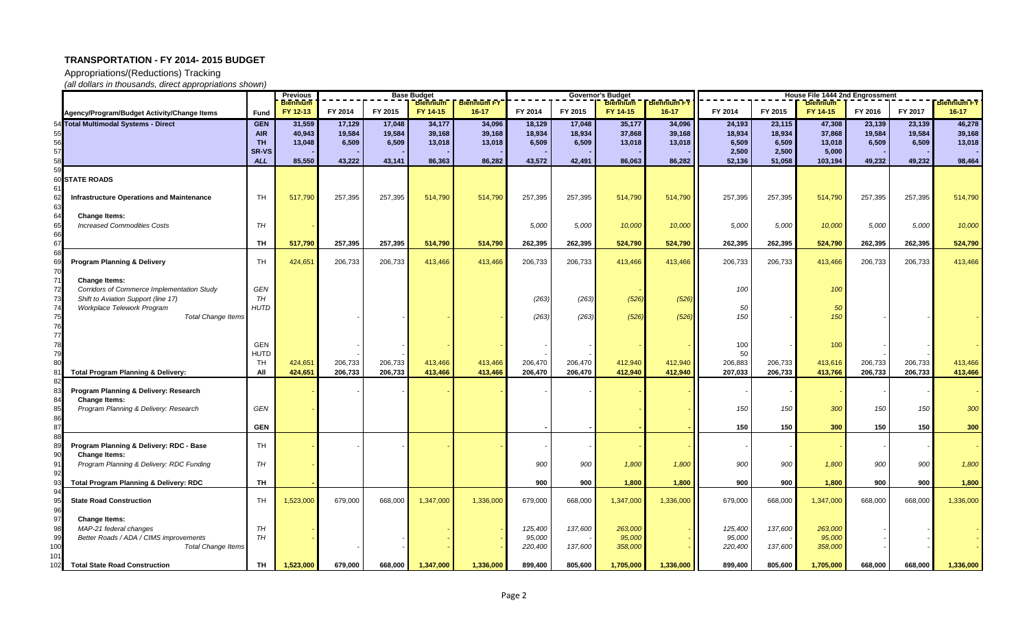## TRANSPORTATION - FY 2014- 2015 BUDGET

Appropriations/(Reductions) Tracking

*(all dollars in thousands, direct appropriations shown)*

| | Agency/Program/Budget Activity/Change Items | Fund | Previous Biennium FY 12-13 | Base Budget FY 2014 | Base Budget FY 2015 | Base Budget Biennium FY 14-15 | Base Budget Biennium FY 16-17 | Governor's Budget FY 2014 | Governor's Budget FY 2015 | Governor's Budget Biennium FY 14-15 | Governor's Budget Biennium FY 16-17 | House File 1444 2nd Engrossment FY 2014 | House File 1444 2nd Engrossment FY 2015 | House File 1444 2nd Engrossment Biennium FY 14-15 | House File 1444 2nd Engrossment FY 2016 | House File 1444 2nd Engrossment FY 2017 | House File 1444 2nd Engrossment Biennium FY 16-17 |
|---|---|---|---|---|---|---|---|---|---|---|---|---|---|---|---|---|---|
| 54 | **Total Multimodal Systems - Direct** | **GEN** | **31,559** | **17,129** | **17,048** | **34,177** | **34,096** | **18,129** | **17,048** | **35,177** | **34,096** | **24,193** | **23,115** | **47,308** | **23,139** | **23,139** | **46,278** |
| 55 | | **AIR** | **40,943** | **19,584** | **19,584** | **39,168** | **39,168** | **18,934** | **18,934** | **37,868** | **39,168** | **18,934** | **18,934** | **37,868** | **19,584** | **19,584** | **39,168** |
| 56 | | **TH** | **13,048** | **6,509** | **6,509** | **13,018** | **13,018** | **6,509** | **6,509** | **13,018** | **13,018** | **6,509** | **6,509** | **13,018** | **6,509** | **6,509** | **13,018** |
| 57 | | **SR-VS** | **-** | | | **-** | **-** | | | **-** | **-** | **2,500** | **2,500** | **5,000** | | | **-** |
| 58 | | ***ALL*** | **85,550** | **43,222** | **43,141** | **86,363** | **86,282** | **43,572** | **42,491** | **86,063** | **86,282** | **52,136** | **51,058** | **103,194** | **49,232** | **49,232** | **98,464** |
| 59 | | | | | | | | | | | | | | | | | |
| 60 | **STATE ROADS** | | | | | | | | | | | | | | | | |
| 61 | | | | | | | | | | | | | | | | | |
| 62 | **Infrastructure Operations and Maintenance** | TH | 517,790 | 257,395 | 257,395 | 514,790 | 514,790 | 257,395 | 257,395 | 514,790 | 514,790 | 257,395 | 257,395 | 514,790 | 257,395 | 257,395 | 514,790 |
| 63 | | | | | | | | | | | | | | | | | |
| 64 | **Change Items:** | | | | | | | | | | | | | | | | |
| 65 | *Increased Commodities Costs* | *TH* | - | | | | | *5,000* | *5,000* | *10,000* | *10,000* | *5,000* | *5,000* | *10,000* | *5,000* | *5,000* | *10,000* |
| 66 | | | | | | | | | | | | | | | | | |
| 67 | | **TH** | **517,790** | **257,395** | **257,395** | **514,790** | **514,790** | **262,395** | **262,395** | **524,790** | **524,790** | **262,395** | **262,395** | **524,790** | **262,395** | **262,395** | **524,790** |
| 68 | | | | | | | | | | | | | | | | | |
| 69 | **Program Planning & Delivery** | TH | 424,651 | 206,733 | 206,733 | 413,466 | 413,466 | 206,733 | 206,733 | 413,466 | 413,466 | 206,733 | 206,733 | 413,466 | 206,733 | 206,733 | 413,466 |
| 70 | | | | | | | | | | | | | | | | | |
| 71 | **Change Items:** | | | | | | | | | | | | | | | | |
| 72 | *Corridors of Commerce Implementation Study* | *GEN* | | | | | | | | - | - | *100* | | *100* | | | |
| 73 | *Shift to Aviation Support (line 17)* | *TH* | | | | | | *(263)* | *(263)* | *(526)* | *(526)* | | | | | | |
| 74 | *Workplace Telework Program* | *HUTD* | | | | | | | | | | *50* | | *50* | | | |
| 75 | *Total Change Items* | | | - | - | - | - | *(263)* | *(263)* | *(526)* | *(526)* | *150* | - | *150* | - | - | - |
| 76 | | | | | | | | | | | | | | | | | |
| 77 | | | | | | | | | | | | | | | | | |
| 78 | | GEN | | - | - | - | - | - | - | - | - | 100 | - | 100 | - | - | - |
| 79 | | HUTD | | - | - | - | - | - | - | - | - | 50 | - | - | - | - | - |
| 80 | | TH | 424,651 | 206,733 | 206,733 | 413,466 | 413,466 | 206,470 | 206,470 | 412,940 | 412,940 | 206,883 | 206,733 | 413,616 | 206,733 | 206,733 | 413,466 |
| 81 | **Total Program Planning & Delivery:** | **All** | **424,651** | **206,733** | **206,733** | **413,466** | **413,466** | **206,470** | **206,470** | **412,940** | **412,940** | **207,033** | **206,733** | **413,766** | **206,733** | **206,733** | **413,466** |
| 82 | | | | | | | | | | | | | | | | | |
| 83 | **Program Planning & Delivery: Research** | | - | - | - | - | - | - | - | - | - | - | - | - | - | - | - |
| 84 | **Change Items:** | | | | | | | | | | | | | | | | |
| 85 | *Program Planning & Delivery: Research* | *GEN* | - | | | | | | | - | - | *150* | *150* | *300* | *150* | *150* | *300* |
| 86 | | | | | | | | | | | | | | | | | |
| 87 | | **GEN** | | | | | | **-** | **-** | **-** | **-** | **150** | **150** | **300** | **150** | **150** | **300** |
| 88 | | | | | | | | | | | | | | | | | |
| 89 | **Program Planning & Delivery: RDC - Base** | TH | - | - | - | - | - | - | - | - | - | - | - | - | - | - | - |
| 90 | **Change Items:** | | | | | | | | | | | | | | | | |
| 91 | *Program Planning & Delivery: RDC Funding* | *TH* | - | | | | | *900* | *900* | *1,800* | *1,800* | *900* | *900* | *1,800* | *900* | *900* | *1,800* |
| 92 | | | | | | | | | | | | | | | | | |
| 93 | **Total Program Planning & Delivery: RDC** | **TH** | **-** | | | | | **900** | **900** | **1,800** | **1,800** | **900** | **900** | **1,800** | **900** | **900** | **1,800** |
| 94 | | | | | | | | | | | | | | | | | |
| 95 | **State Road Construction** | TH | 1,523,000 | 679,000 | 668,000 | 1,347,000 | 1,336,000 | 679,000 | 668,000 | 1,347,000 | 1,336,000 | 679,000 | 668,000 | 1,347,000 | 668,000 | 668,000 | 1,336,000 |
| 96 | | | | | | | | | | | | | | | | | |
| 97 | **Change Items:** | | | | | | | | | | | | | | | | |
| 98 | *MAP-21 federal changes* | *TH* | - | | | - | - | *125,400* | *137,600* | *263,000* | - | *125,400* | *137,600* | *263,000* | - | - | - |
| 99 | *Better Roads / ADA / CIMS improvements* | *TH* | - | | | - | - | *95,000* | | *95,000* | - | *95,000* | | *95,000* | - | - | - |
| 100 | *Total Change Items* | | | - | - | - | - | *220,400* | *137,600* | *358,000* | - | *220,400* | *137,600* | *358,000* | - | - | - |
| 101 | | | | | | | | | | | | | | | | | |
| 102 | **Total State Road Construction** | **TH** | **1,523,000** | **679,000** | **668,000** | **1,347,000** | **1,336,000** | **899,400** | **805,600** | **1,705,000** | **1,336,000** | **899,400** | **805,600** | **1,705,000** | **668,000** | **668,000** | **1,336,000** |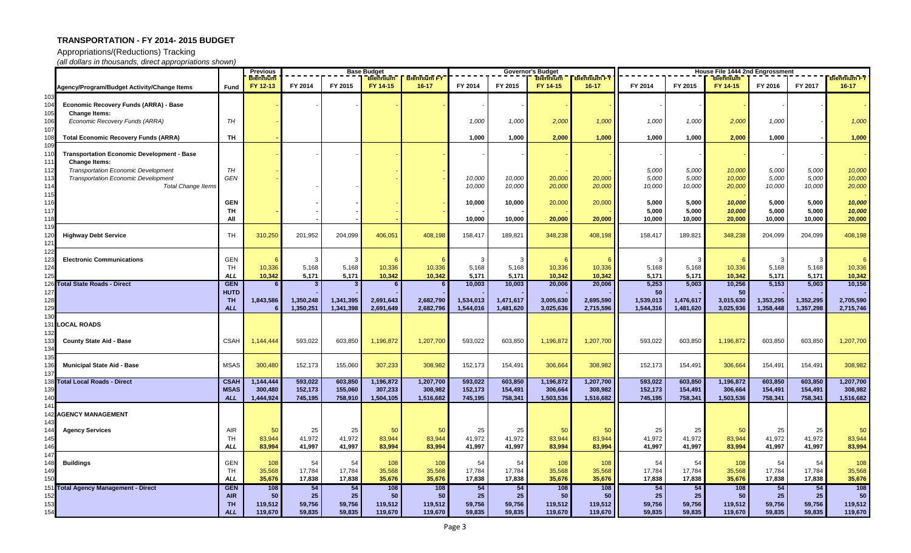# TRANSPORTATION - FY 2014- 2015 BUDGET

Appropriations/(Reductions) Tracking

*(all dollars in thousands, direct appropriations shown)*

| | Agency/Program/Budget Activity/Change Items | Fund | Previous Biennium FY 12-13 | Base Budget FY 2014 | Base Budget FY 2015 | Base Budget Biennium FY 14-15 | Base Budget Biennium FY 16-17 | Governor's Budget FY 2014 | Governor's Budget FY 2015 | Governor's Budget Biennium FY 14-15 | Governor's Budget Biennium FY 16-17 | House File 1444 2nd Engrossment FY 2014 | House File 1444 2nd Engrossment FY 2015 | House File 1444 2nd Engrossment Biennium FY 14-15 | House File 1444 2nd Engrossment FY 2016 | House File 1444 2nd Engrossment FY 2017 | House File 1444 2nd Engrossment Biennium FY 16-17 |
|---|---|---|---|---|---|---|---|---|---|---|---|---|---|---|---|---|---|
| 103 | | | | | | | | | | | | | | | | | |
| 104 | **Economic Recovery Funds (ARRA) - Base** | | - | - | - | - | - | - | - | - | - | - | - | - | - | - | - |
| 105 | **Change Items:** | | | | | | | | | | | | | | | | |
| 106 | *Economic Recovery Funds (ARRA)* | *TH* | - | | | - | - | *1,000* | *1,000* | *2,000* | *1,000* | *1,000* | *1,000* | *2,000* | *1,000* | - | *1,000* |
| 107 | | | | | | | | | | | | | | | | | |
| 108 | **Total Economic Recovery Funds (ARRA)** | **TH** | **-** | | | **-** | **-** | **1,000** | **1,000** | **2,000** | **1,000** | **1,000** | **1,000** | **2,000** | **1,000** | **-** | **1,000** |
| 109 | | | | | | | | | | | | | | | | | |
| 110 | **Transportation Economic Development - Base** | | - | - | - | - | - | - | - | - | - | - | - | - | - | - | - |
| 111 | **Change Items:** | | | | | | | | | | | | | | | | |
| 112 | *Transportation Economic Development* | *TH* | - | | | - | - | | | - | - | *5,000* | *5,000* | *10,000* | *5,000* | *5,000* | *10,000* |
| 113 | *Transportation Economic Development* | *GEN* | - | | | - | - | *10,000* | *10,000* | *20,000* | *20,000* | *5,000* | *5,000* | *10,000* | *5,000* | *5,000* | *10,000* |
| 114 | *Total Change Items* | | | - | - | - | - | *10,000* | *10,000* | *20,000* | *20,000* | *10,000* | *10,000* | *20,000* | *10,000* | *10,000* | *20,000* |
| 115 | | | | | | | | | | | | | | - | | | - |
| 116 | | **GEN** | | - | - | - | - | **10,000** | **10,000** | 20,000 | 20,000 | **5,000** | **5,000** | ***10,000*** | **5,000** | **5,000** | ***10,000*** |
| 117 | | **TH** | - | - | - | - | - | - | - | - | - | **5,000** | **5,000** | ***10,000*** | **5,000** | **5,000** | ***10,000*** |
| 118 | | **All** | | - | - | - | - | **10,000** | **10,000** | **20,000** | **20,000** | **10,000** | **10,000** | **20,000** | **10,000** | **10,000** | **20,000** |
| 119 | | | | | | | | | | | | | | | | | |
| 120 | **Highway Debt Service** | TH | 310,250 | 201,952 | 204,099 | 406,051 | 408,198 | 158,417 | 189,821 | 348,238 | 408,198 | 158,417 | 189,821 | 348,238 | 204,099 | 204,099 | 408,198 |
| 121 | | | | | | | | | | | | | | | | | |
| 122 | | | | | | | | | | | | | | | | | |
| 123 | **Electronic Communications** | GEN | 6 | 3 | 3 | 6 | 6 | 3 | 3 | 6 | 6 | 3 | 3 | 6 | 3 | 3 | 6 |
| 124 | | TH | 10,336 | 5,168 | 5,168 | 10,336 | 10,336 | 5,168 | 5,168 | 10,336 | 10,336 | 5,168 | 5,168 | 10,336 | 5,168 | 5,168 | 10,336 |
| 125 | | ***ALL*** | **10,342** | **5,171** | **5,171** | **10,342** | **10,342** | **5,171** | **5,171** | **10,342** | **10,342** | **5,171** | **5,171** | **10,342** | **5,171** | **5,171** | **10,342** |
| 126 | **Total State Roads - Direct** | **GEN** | **6** | **3** | **3** | **6** | **6** | **10,003** | **10,003** | **20,006** | **20,006** | **5,253** | **5,003** | **10,256** | **5,153** | **5,003** | **10,156** |
| 127 | | **HUTD** | | - | - | - | - | | | | | **50** | - | **50** | | | - |
| 128 | | **TH** | **1,843,586** | **1,350,248** | **1,341,395** | **2,691,643** | **2,682,790** | **1,534,013** | **1,471,617** | **3,005,630** | **2,695,590** | **1,539,013** | **1,476,617** | **3,015,630** | **1,353,295** | **1,352,295** | **2,705,590** |
| 129 | | ***ALL*** | **6** | **1,350,251** | **1,341,398** | **2,691,649** | **2,682,796** | **1,544,016** | **1,481,620** | **3,025,636** | **2,715,596** | **1,544,316** | **1,481,620** | **3,025,936** | **1,358,448** | **1,357,298** | **2,715,746** |
| 130 | | | | | | | | | | | | | | | | | |
| 131 | **LOCAL ROADS** | | | | | | | | | | | | | | | | |
| 132 | | | | | | | | | | | | | | | | | |
| 133 | **County State Aid - Base** | CSAH | 1,144,444 | 593,022 | 603,850 | 1,196,872 | 1,207,700 | 593,022 | 603,850 | 1,196,872 | 1,207,700 | 593,022 | 603,850 | 1,196,872 | 603,850 | 603,850 | 1,207,700 |
| 134 | | | | | | | | | | | | | | | | | |
| 135 | | | | | | | | | | | | | | | | | |
| 136 | **Municipal State Aid - Base** | MSAS | 300,480 | 152,173 | 155,060 | 307,233 | 308,982 | 152,173 | 154,491 | 306,664 | 308,982 | 152,173 | 154,491 | 306,664 | 154,491 | 154,491 | 308,982 |
| 137 | | | | | | | | | | | | | | | | | |
| 138 | **Total Local Roads - Direct** | **CSAH** | **1,144,444** | **593,022** | **603,850** | **1,196,872** | **1,207,700** | **593,022** | **603,850** | **1,196,872** | **1,207,700** | **593,022** | **603,850** | **1,196,872** | **603,850** | **603,850** | **1,207,700** |
| 139 | | **MSAS** | **300,480** | **152,173** | **155,060** | **307,233** | **308,982** | **152,173** | **154,491** | **306,664** | **308,982** | **152,173** | **154,491** | **306,664** | **154,491** | **154,491** | **308,982** |
| 140 | | ***ALL*** | **1,444,924** | **745,195** | **758,910** | **1,504,105** | **1,516,682** | **745,195** | **758,341** | **1,503,536** | **1,516,682** | **745,195** | **758,341** | **1,503,536** | **758,341** | **758,341** | **1,516,682** |
| 141 | | | | | | | | | | | | | | | | | |
| 142 | **AGENCY MANAGEMENT** | | | | | | | | | | | | | | | | |
| 143 | | | | | | | | | | | | | | | | | |
| 144 | **Agency Services** | AIR | 50 | 25 | 25 | 50 | 50 | 25 | 25 | 50 | 50 | 25 | 25 | 50 | 25 | 25 | 50 |
| 145 | | TH | 83,944 | 41,972 | 41,972 | 83,944 | 83,944 | 41,972 | 41,972 | 83,944 | 83,944 | 41,972 | 41,972 | 83,944 | 41,972 | 41,972 | 83,944 |
| 146 | | ***ALL*** | **83,994** | **41,997** | **41,997** | **83,994** | **83,994** | **41,997** | **41,997** | **83,994** | **83,994** | **41,997** | **41,997** | **83,994** | **41,997** | **41,997** | **83,994** |
| 147 | | | | | | | | | | | | | | | | | |
| 148 | **Buildings** | GEN | 108 | 54 | 54 | 108 | 108 | 54 | 54 | 108 | 108 | 54 | 54 | 108 | 54 | 54 | 108 |
| 149 | | TH | 35,568 | 17,784 | 17,784 | 35,568 | 35,568 | 17,784 | 17,784 | 35,568 | 35,568 | 17,784 | 17,784 | 35,568 | 17,784 | 17,784 | 35,568 |
| 150 | | ***ALL*** | **35,676** | **17,838** | **17,838** | **35,676** | **35,676** | **17,838** | **17,838** | **35,676** | **35,676** | **17,838** | **17,838** | **35,676** | **17,838** | **17,838** | **35,676** |
| 151 | **Total Agency Management - Direct** | **GEN** | **108** | **54** | **54** | **108** | **108** | **54** | **54** | **108** | **108** | **54** | **54** | **108** | **54** | **54** | **108** |
| 152 | | **AIR** | **50** | **25** | **25** | **50** | **50** | **25** | **25** | **50** | **50** | **25** | **25** | **50** | **25** | **25** | **50** |
| 153 | | **TH** | **119,512** | **59,756** | **59,756** | **119,512** | **119,512** | **59,756** | **59,756** | **119,512** | **119,512** | **59,756** | **59,756** | **119,512** | **59,756** | **59,756** | **119,512** |
| 154 | | ***ALL*** | **119,670** | **59,835** | **59,835** | **119,670** | **119,670** | **59,835** | **59,835** | **119,670** | **119,670** | **59,835** | **59,835** | **119,670** | **59,835** | **59,835** | **119,670** |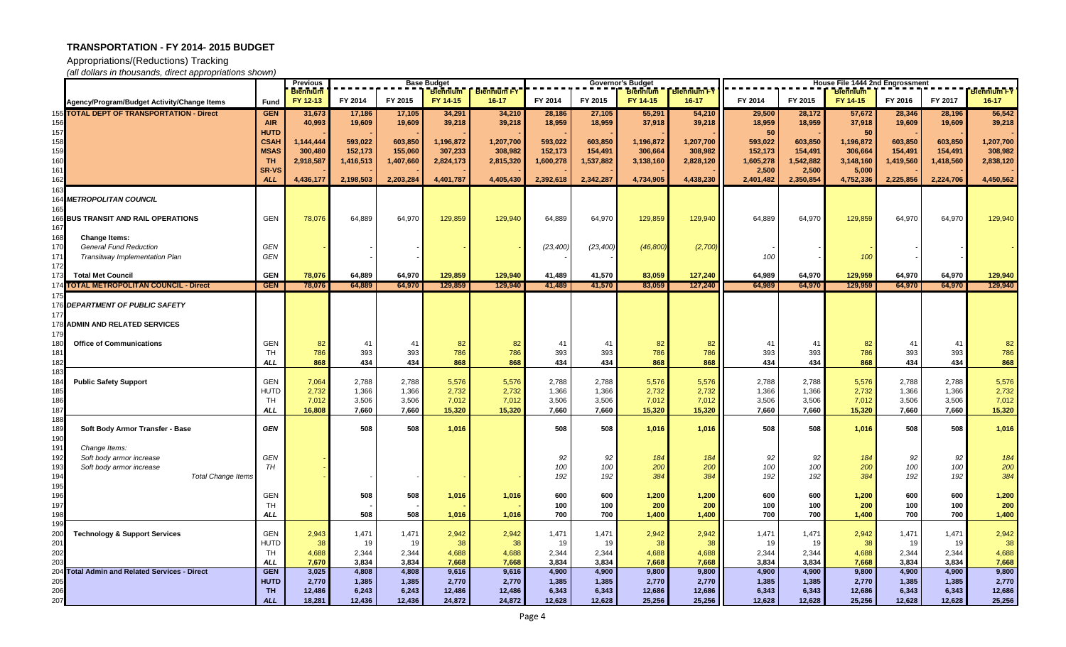# TRANSPORTATION - FY 2014- 2015 BUDGET

Appropriations/(Reductions) Tracking

*(all dollars in thousands, direct appropriations shown)*

| | Agency/Program/Budget Activity/Change Items | Fund | Previous Biennium FY 12-13 | Base Budget FY 2014 | Base Budget FY 2015 | Base Budget Biennium FY 14-15 | Base Budget Biennium FY 16-17 | Governor's Budget FY 2014 | Governor's Budget FY 2015 | Governor's Budget Biennium FY 14-15 | Governor's Budget Biennium FY 16-17 | House File 1444 2nd Engrossment FY 2014 | House File 1444 2nd Engrossment FY 2015 | House File 1444 2nd Engrossment Biennium FY 14-15 | House File 1444 2nd Engrossment FY 2016 | House File 1444 2nd Engrossment FY 2017 | House File 1444 2nd Engrossment Biennium FY 16-17 |
|---|---|---|---|---|---|---|---|---|---|---|---|---|---|---|---|---|---|
| 155 | **TOTAL DEPT OF TRANSPORTATION - Direct** | **GEN** | **31,673** | **17,186** | **17,105** | **34,291** | **34,210** | **28,186** | **27,105** | **55,291** | **54,210** | **29,500** | **28,172** | **57,672** | **28,346** | **28,196** | **56,542** |
| 156 | | **AIR** | **40,993** | **19,609** | **19,609** | **39,218** | **39,218** | **18,959** | **18,959** | **37,918** | **39,218** | **18,959** | **18,959** | **37,918** | **19,609** | **19,609** | **39,218** |
| 157 | | **HUTD** | **-** | **-** | **-** | **-** | **-** | **-** | **-** | **-** | **-** | **50** | **-** | **50** | **-** | **-** | **-** |
| 158 | | **CSAH** | **1,144,444** | **593,022** | **603,850** | **1,196,872** | **1,207,700** | **593,022** | **603,850** | **1,196,872** | **1,207,700** | **593,022** | **603,850** | **1,196,872** | **603,850** | **603,850** | **1,207,700** |
| 159 | | **MSAS** | **300,480** | **152,173** | **155,060** | **307,233** | **308,982** | **152,173** | **154,491** | **306,664** | **308,982** | **152,173** | **154,491** | **306,664** | **154,491** | **154,491** | **308,982** |
| 160 | | **TH** | **2,918,587** | **1,416,513** | **1,407,660** | **2,824,173** | **2,815,320** | **1,600,278** | **1,537,882** | **3,138,160** | **2,828,120** | **1,605,278** | **1,542,882** | **3,148,160** | **1,419,560** | **1,418,560** | **2,838,120** |
| 161 | | **SR-VS** | **-** | **-** | **-** | **-** | **-** | **-** | **-** | **-** | **-** | **2,500** | **2,500** | **5,000** | **-** | **-** | **-** |
| 162 | | ***ALL*** | **4,436,177** | **2,198,503** | **2,203,284** | **4,401,787** | **4,405,430** | **2,392,618** | **2,342,287** | **4,734,905** | **4,438,230** | **2,401,482** | **2,350,854** | **4,752,336** | **2,225,856** | **2,224,706** | **4,450,562** |
| 163 | | | | | | | | | | | | | | | | | |
| 164 | ***METROPOLITAN COUNCIL*** | | | | | | | | | | | | | | | | |
| 165 | | | | | | | | | | | | | | | | | |
| 166 | **BUS TRANSIT AND RAIL OPERATIONS** | GEN | 78,076 | 64,889 | 64,970 | 129,859 | 129,940 | 64,889 | 64,970 | 129,859 | 129,940 | 64,889 | 64,970 | 129,859 | 64,970 | 64,970 | 129,940 |
| 167 | | | | | | | | | | | | | | | | | |
| 168 | **Change Items:** | | | | | | | | | | | | | | | | |
| 170 | *General Fund Reduction* | *GEN* | - | - | - | - | - | *(23,400)* | *(23,400)* | *(46,800)* | *(2,700)* | - | - | - | - | - | - |
| 171 | *Transitway Implementation Plan* | *GEN* | - | - | - | - | - | - | - | - | - | *100* | - | *100* | - | - | - |
| 172 | | | | | | | | | | | | | | | | | |
| 173 | **Total Met Council** | **GEN** | **78,076** | **64,889** | **64,970** | **129,859** | **129,940** | **41,489** | **41,570** | **83,059** | **127,240** | **64,989** | **64,970** | **129,959** | **64,970** | **64,970** | **129,940** |
| 174 | **TOTAL METROPOLITAN COUNCIL - Direct** | **GEN** | **78,076** | **64,889** | **64,970** | **129,859** | **129,940** | **41,489** | **41,570** | **83,059** | **127,240** | **64,989** | **64,970** | **129,959** | **64,970** | **64,970** | **129,940** |
| 175 | | | | | | | | | | | | | | | | | |
| 176 | ***DEPARTMENT OF PUBLIC SAFETY*** | | | | | | | | | | | | | | | | |
| 177 | | | | | | | | | | | | | | | | | |
| 178 | **ADMIN AND RELATED SERVICES** | | | | | | | | | | | | | | | | |
| 179 | | | | | | | | | | | | | | | | | |
| 180 | **Office of Communications** | GEN | 82 | 41 | 41 | 82 | 82 | 41 | 41 | 82 | 82 | 41 | 41 | 82 | 41 | 41 | 82 |
| 181 | | TH | 786 | 393 | 393 | 786 | 786 | 393 | 393 | 786 | 786 | 393 | 393 | 786 | 393 | 393 | 786 |
| 182 | | ***ALL*** | **868** | **434** | **434** | **868** | **868** | **434** | **434** | **868** | **868** | **434** | **434** | **868** | **434** | **434** | **868** |
| 183 | | | | | | | | | | | | | | | | | |
| 184 | **Public Safety Support** | GEN | 7,064 | 2,788 | 2,788 | 5,576 | 5,576 | 2,788 | 2,788 | 5,576 | 5,576 | 2,788 | 2,788 | 5,576 | 2,788 | 2,788 | 5,576 |
| 185 | | HUTD | 2,732 | 1,366 | 1,366 | 2,732 | 2,732 | 1,366 | 1,366 | 2,732 | 2,732 | 1,366 | 1,366 | 2,732 | 1,366 | 1,366 | 2,732 |
| 186 | | TH | 7,012 | 3,506 | 3,506 | 7,012 | 7,012 | 3,506 | 3,506 | 7,012 | 7,012 | 3,506 | 3,506 | 7,012 | 3,506 | 3,506 | 7,012 |
| 187 | | ***ALL*** | **16,808** | **7,660** | **7,660** | **15,320** | **15,320** | **7,660** | **7,660** | **15,320** | **15,320** | **7,660** | **7,660** | **15,320** | **7,660** | **7,660** | **15,320** |
| 188 | | | | | | | | | | | | | | | | | |
| 189 | **Soft Body Armor Transfer - Base** | ***GEN*** | | **508** | **508** | **1,016** | | **508** | **508** | **1,016** | **1,016** | **508** | **508** | **1,016** | **508** | **508** | **1,016** |
| 190 | | | | | | | | | | | | | | | | | |
| 191 | *Change Items:* | | | | | | | | | | | | | | | | |
| 192 | *Soft body armor increase* | *GEN* | - | | | | | *92* | *92* | *184* | *184* | *92* | *92* | *184* | *92* | *92* | *184* |
| 193 | *Soft body armor increase* | *TH* | - | | | | | *100* | *100* | *200* | *200* | *100* | *100* | *200* | *100* | *100* | *200* |
| 194 | *Total Change Items* | | - | - | - | - | - | *192* | *192* | *384* | *384* | *192* | *192* | *384* | *192* | *192* | *384* |
| 195 | | | | | | | | | | | | | | | | | |
| 196 | | GEN | | **508** | **508** | **1,016** | **1,016** | **600** | **600** | **1,200** | **1,200** | **600** | **600** | **1,200** | **600** | **600** | **1,200** |
| 197 | | TH | | **-** | **-** | **-** | **-** | **100** | **100** | **200** | **200** | **100** | **100** | **200** | **100** | **100** | **200** |
| 198 | | ***ALL*** | | **508** | **508** | **1,016** | **1,016** | **700** | **700** | **1,400** | **1,400** | **700** | **700** | **1,400** | **700** | **700** | **1,400** |
| 199 | | | | | | | | | | | | | | | | | |
| 200 | **Technology & Support Services** | GEN | 2,943 | 1,471 | 1,471 | 2,942 | 2,942 | 1,471 | 1,471 | 2,942 | 2,942 | 1,471 | 1,471 | 2,942 | 1,471 | 1,471 | 2,942 |
| 201 | | HUTD | 38 | 19 | 19 | 38 | 38 | 19 | 19 | 38 | 38 | 19 | 19 | 38 | 19 | 19 | 38 |
| 202 | | TH | 4,688 | 2,344 | 2,344 | 4,688 | 4,688 | 2,344 | 2,344 | 4,688 | 4,688 | 2,344 | 2,344 | 4,688 | 2,344 | 2,344 | 4,688 |
| 203 | | ***ALL*** | **7,670** | **3,834** | **3,834** | **7,668** | **7,668** | **3,834** | **3,834** | **7,668** | **7,668** | **3,834** | **3,834** | **7,668** | **3,834** | **3,834** | **7,668** |
| 204 | **Total Admin and Related Services - Direct** | **GEN** | **3,025** | **4,808** | **4,808** | **9,616** | **9,616** | **4,900** | **4,900** | **9,800** | **9,800** | **4,900** | **4,900** | **9,800** | **4,900** | **4,900** | **9,800** |
| 205 | | **HUTD** | **2,770** | **1,385** | **1,385** | **2,770** | **2,770** | **1,385** | **1,385** | **2,770** | **2,770** | **1,385** | **1,385** | **2,770** | **1,385** | **1,385** | **2,770** |
| 206 | | **TH** | **12,486** | **6,243** | **6,243** | **12,486** | **12,486** | **6,343** | **6,343** | **12,686** | **12,686** | **6,343** | **6,343** | **12,686** | **6,343** | **6,343** | **12,686** |
| 207 | | ***ALL*** | **18,281** | **12,436** | **12,436** | **24,872** | **24,872** | **12,628** | **12,628** | **25,256** | **25,256** | **12,628** | **12,628** | **25,256** | **12,628** | **12,628** | **25,256** |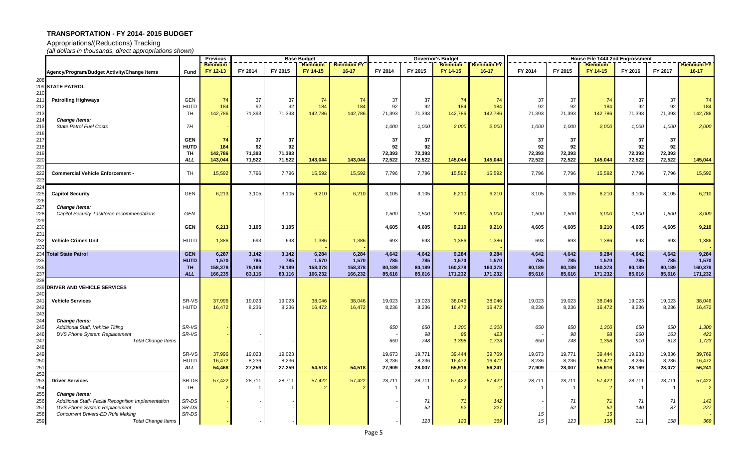# TRANSPORTATION - FY 2014- 2015 BUDGET

Appropriations/(Reductions) Tracking
*(all dollars in thousands, direct appropriations shown)*

| | Agency/Program/Budget Activity/Change Items | Fund | Previous Biennium FY 12-13 | Base Budget FY 2014 | Base Budget FY 2015 | Base Budget Biennium FY 14-15 | Base Budget Biennium FY 16-17 | Governor's Budget FY 2014 | Governor's Budget FY 2015 | Governor's Budget Biennium FY 14-15 | Governor's Budget Biennium FY 16-17 | House File 1444 2nd Engrossment FY 2014 | House File 1444 2nd Engrossment FY 2015 | House File 1444 2nd Engrossment Biennium FY 14-15 | House File 1444 2nd Engrossment FY 2016 | House File 1444 2nd Engrossment FY 2017 | House File 1444 2nd Engrossment Biennium FY 16-17 |
|---|---|---|---|---|---|---|---|---|---|---|---|---|---|---|---|---|---|
| 208 | | | | | | | | | | | | | | | | | |
| 209 | **STATE PATROL** | | | | | | | | | | | | | | | | |
| 210 | | | | | | | | | | | | | | | | | |
| 211 | **Patrolling Highways** | GEN | 74 | 37 | 37 | 74 | 74 | 37 | 37 | 74 | 74 | 37 | 37 | 74 | 37 | 37 | 74 |
| 212 | | HUTD | 184 | 92 | 92 | 184 | 184 | 92 | 92 | 184 | 184 | 92 | 92 | 184 | 92 | 92 | 184 |
| 213 | | TH | 142,786 | 71,393 | 71,393 | 142,786 | 142,786 | 71,393 | 71,393 | 142,786 | 142,786 | 71,393 | 71,393 | 142,786 | 71,393 | 71,393 | 142,786 |
| 214 | ***Change Items:*** | | | | | | | | | | | | | | | | |
| 215 | *State Patrol Fuel Costs* | *TH* | - | | | | | *1,000* | *1,000* | *2,000* | *2,000* | *1,000* | *1,000* | *2,000* | *1,000* | *1,000* | *2,000* |
| 216 | | | | | | | | | | | | | | | | | |
| 217 | | **GEN** | **74** | **37** | **37** | | | **37** | **37** | | | **37** | **37** | | **37** | **37** | |
| 218 | | **HUTD** | **184** | **92** | **92** | | | **92** | **92** | | | **92** | **92** | | **92** | **92** | |
| 219 | | **TH** | **142,786** | **71,393** | **71,393** | | | **72,393** | **72,393** | | | **72,393** | **72,393** | | **72,393** | **72,393** | |
| 220 | | ***ALL*** | **143,044** | **71,522** | **71,522** | **143,044** | **143,044** | **72,522** | **72,522** | **145,044** | **145,044** | **72,522** | **72,522** | **145,044** | **72,522** | **72,522** | **145,044** |
| 221 | | | | | | | | | | | | | | | | | |
| 222 | **Commercial Vehicle Enforcement -** | TH | 15,592 | 7,796 | 7,796 | 15,592 | 15,592 | 7,796 | 7,796 | 15,592 | 15,592 | 7,796 | 7,796 | 15,592 | 7,796 | 7,796 | 15,592 |
| 223 | | | | | | | | | | | | | | | | | |
| 224 | | | | | | | | | | | | | | | | | |
| 225 | **Capitol Security** | GEN | 6,213 | 3,105 | 3,105 | 6,210 | 6,210 | 3,105 | 3,105 | 6,210 | 6,210 | 3,105 | 3,105 | 6,210 | 3,105 | 3,105 | 6,210 |
| 226 | | | | | | | | | | | | | | | | | |
| 227 | ***Change Items:*** | | | | | | | | | | | | | | | | |
| 228 | *Capitol Security Taskforce recommendations* | *GEN* | - | | | | | *1,500* | *1,500* | *3,000* | *3,000* | *1,500* | *1,500* | *3,000* | *1,500* | *1,500* | *3,000* |
| 229 | | | | | | | | | | | | | | | | | |
| 230 | | **GEN** | **6,213** | **3,105** | **3,105** | | | **4,605** | **4,605** | **9,210** | **9,210** | **4,605** | **4,605** | **9,210** | **4,605** | **4,605** | **9,210** |
| 231 | | | | | | | | | | | | | | | | | |
| 232 | **Vehicle Crimes Unit** | HUTD | 1,386 | 693 | 693 | 1,386 | 1,386 | 693 | 693 | 1,386 | 1,386 | 693 | 693 | 1,386 | 693 | 693 | 1,386 |
| 233 | | | | | | | - | | | | - | | | | | | - |
| 234 | **Total State Patrol** | **GEN** | **6,287** | **3,142** | **3,142** | **6,284** | **6,284** | **4,642** | **4,642** | **9,284** | **9,284** | **4,642** | **4,642** | **9,284** | **4,642** | **4,642** | **9,284** |
| 235 | | **HUTD** | **1,570** | **785** | **785** | **1,570** | **1,570** | **785** | **785** | **1,570** | **1,570** | **785** | **785** | **1,570** | **785** | **785** | **1,570** |
| 236 | | **TH** | **158,378** | **79,189** | **79,189** | **158,378** | **158,378** | **80,189** | **80,189** | **160,378** | **160,378** | **80,189** | **80,189** | **160,378** | **80,189** | **80,189** | **160,378** |
| 237 | | ***ALL*** | **166,235** | **83,116** | **83,116** | **166,232** | **166,232** | **85,616** | **85,616** | **171,232** | **171,232** | **85,616** | **85,616** | **171,232** | **85,616** | **85,616** | **171,232** |
| 238 | | | | | | | | | | | | | | | | | |
| 239 | **DRIVER AND VEHICLE SERVICES** | | | | | | | | | | | | | | | | |
| 240 | | | | | | | | | | | | | | | | | |
| 241 | **Vehicle Services** | SR-VS | 37,996 | 19,023 | 19,023 | 38,046 | 38,046 | 19,023 | 19,023 | 38,046 | 38,046 | 19,023 | 19,023 | 38,046 | 19,023 | 19,023 | 38,046 |
| 242 | | HUTD | 16,472 | 8,236 | 8,236 | 16,472 | 16,472 | 8,236 | 8,236 | 16,472 | 16,472 | 8,236 | 8,236 | 16,472 | 8,236 | 8,236 | 16,472 |
| 243 | | | | | | | | | | | | | | | | | |
| 244 | ***Change Items:*** | | | | | | | | | | | | | | | | |
| 245 | *Additional Staff, Vehicle Titling* | *SR-VS* | - | | | | | *650* | *650* | *1,300* | *1,300* | *650* | *650* | *1,300* | *650* | *650* | *1,300* |
| 246 | *DVS Phone System Replacement* | *SR-VS* | - | - | | | | - | *98* | *98* | *423* | - | *98* | *98* | *260* | *163* | *423* |
| 247 | *Total Change Items* | | - | - | - | | | *650* | *748* | *1,398* | *1,723* | *650* | *748* | *1,398* | *910* | *813* | *1,723* |
| 248 | | | | | | | | | | | | | | | | | |
| 249 | | SR-VS | 37,996 | 19,023 | 19,023 | | | 19,673 | 19,771 | 39,444 | 39,769 | 19,673 | 19,771 | 39,444 | 19,933 | 19,836 | 39,769 |
| 250 | | HUTD | 16,472 | 8,236 | 8,236 | | | 8,236 | 8,236 | 16,472 | 16,472 | 8,236 | 8,236 | 16,472 | 8,236 | 8,236 | 16,472 |
| 251 | | ***ALL*** | **54,468** | **27,259** | **27,259** | **54,518** | **54,518** | **27,909** | **28,007** | **55,916** | **56,241** | **27,909** | **28,007** | **55,916** | **28,169** | **28,072** | **56,241** |
| 252 | | | | | | | | | | | | | | | | | |
| 253 | **Driver Services** | SR-DS | 57,422 | 28,711 | 28,711 | 57,422 | 57,422 | 28,711 | 28,711 | 57,422 | 57,422 | 28,711 | 28,711 | 57,422 | 28,711 | 28,711 | 57,422 |
| 254 | | TH | 2 | 1 | 1 | 2 | 2 | 1 | 1 | 2 | 2 | 1 | 1 | 2 | 1 | 1 | 2 |
| 255 | ***Change Items:*** | | | | | | | | | | | | | | | | |
| 256 | *Additional Staff- Facial Recognition Implementation* | *SR-DS* | - | - | - | | | - | *71* | *71* | *142* | - | *71* | *71* | *71* | *71* | *142* |
| 257 | *DVS Phone System Replacement* | *SR-DS* | - | - | - | | | - | *52* | *52* | *227* | - | *52* | *52* | *140* | *87* | *227* |
| 258 | *Concurrent Drivers-ED Rule Making* | *SR-DS* | - | | | | | | | | | *15* | | *15* | | | - |
| 259 | *Total Change Items* | | - | - | - | | | - | *123* | *123* | *369* | *15* | *123* | *138* | *211* | *158* | *369* |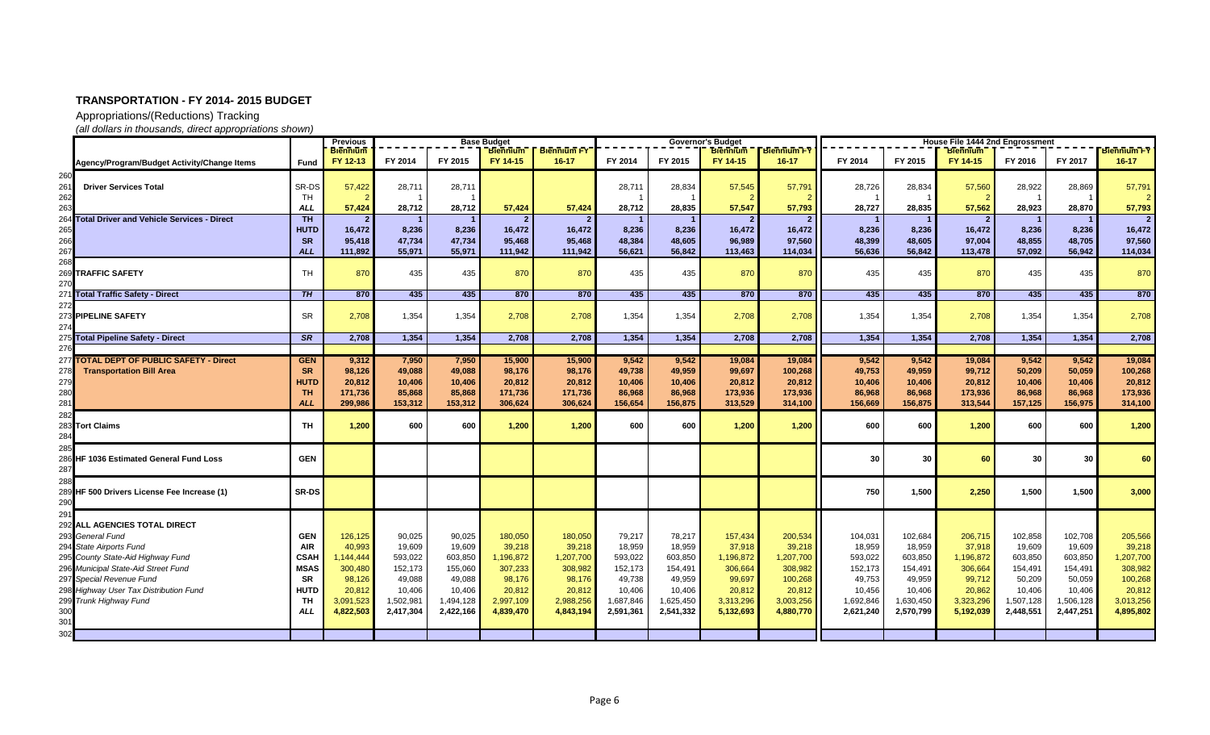## TRANSPORTATION - FY 2014- 2015 BUDGET

Appropriations/(Reductions) Tracking

*(all dollars in thousands, direct appropriations shown)*

| | Agency/Program/Budget Activity/Change Items | Fund | Previous Biennium FY 12-13 | Base Budget FY 2014 | Base Budget FY 2015 | Base Budget Biennium FY 14-15 | Base Budget Biennium FY 16-17 | Governor's Budget FY 2014 | Governor's Budget FY 2015 | Governor's Budget Biennium FY 14-15 | Governor's Budget Biennium FY 16-17 | House File 1444 2nd Engrossment FY 2014 | House File 1444 2nd Engrossment FY 2015 | House File 1444 2nd Engrossment Biennium FY 14-15 | House File 1444 2nd Engrossment FY 2016 | House File 1444 2nd Engrossment FY 2017 | House File 1444 2nd Engrossment Biennium FY 16-17 |
|---|---|---|---|---|---|---|---|---|---|---|---|---|---|---|---|---|---|
| 260 | | | | | | | | | | | | | | | | | |
| 261 | **Driver Services Total** | SR-DS | 57,422 | 28,711 | 28,711 | | | 28,711 | 28,834 | 57,545 | 57,791 | 28,726 | 28,834 | 57,560 | 28,922 | 28,869 | 57,791 |
| 262 | | TH | 2 | 1 | 1 | | | 1 | 1 | 2 | 2 | 1 | 1 | 2 | 1 | 1 | 2 |
| 263 | | *ALL* | 57,424 | 28,712 | 28,712 | 57,424 | 57,424 | 28,712 | 28,835 | 57,547 | 57,793 | 28,727 | 28,835 | 57,562 | 28,923 | 28,870 | 57,793 |
| 264 | **Total Driver and Vehicle Services - Direct** | **TH** | **2** | **1** | **1** | **2** | **2** | **1** | **1** | **2** | **2** | **1** | **1** | **2** | **1** | **1** | **2** |
| 265 | | **HUTD** | **16,472** | **8,236** | **8,236** | **16,472** | **16,472** | **8,236** | **8,236** | **16,472** | **16,472** | **8,236** | **8,236** | **16,472** | **8,236** | **8,236** | **16,472** |
| 266 | | **SR** | **95,418** | **47,734** | **47,734** | **95,468** | **95,468** | **48,384** | **48,605** | **96,989** | **97,560** | **48,399** | **48,605** | **97,004** | **48,855** | **48,705** | **97,560** |
| 267 | | ***ALL*** | **111,892** | **55,971** | **55,971** | **111,942** | **111,942** | **56,621** | **56,842** | **113,463** | **114,034** | **56,636** | **56,842** | **113,478** | **57,092** | **56,942** | **114,034** |
| 268 | | | | | | | | | | | | | | | | | |
| 269 | **TRAFFIC SAFETY** | TH | 870 | 435 | 435 | 870 | 870 | 435 | 435 | 870 | 870 | 435 | 435 | 870 | 435 | 435 | 870 |
| 270 | | | | | | | | | | | | | | | | | |
| 271 | **Total Traffic Safety - Direct** | ***TH*** | **870** | **435** | **435** | **870** | **870** | **435** | **435** | **870** | **870** | **435** | **435** | **870** | **435** | **435** | **870** |
| 272 | | | | | | | | | | | | | | | | | |
| 273 | **PIPELINE SAFETY** | SR | 2,708 | 1,354 | 1,354 | 2,708 | 2,708 | 1,354 | 1,354 | 2,708 | 2,708 | 1,354 | 1,354 | 2,708 | 1,354 | 1,354 | 2,708 |
| 274 | | | | | | | | | | | | | | | | | |
| 275 | **Total Pipeline Safety - Direct** | ***SR*** | **2,708** | **1,354** | **1,354** | **2,708** | **2,708** | **1,354** | **1,354** | **2,708** | **2,708** | **1,354** | **1,354** | **2,708** | **1,354** | **1,354** | **2,708** |
| 276 | | | | | | | | | | | | | | | | | |
| 277 | **TOTAL DEPT OF PUBLIC SAFETY - Direct** | **GEN** | **9,312** | **7,950** | **7,950** | **15,900** | **15,900** | **9,542** | **9,542** | **19,084** | **19,084** | **9,542** | **9,542** | **19,084** | **9,542** | **9,542** | **19,084** |
| 278 | **Transportation Bill Area** | **SR** | **98,126** | **49,088** | **49,088** | **98,176** | **98,176** | **49,738** | **49,959** | **99,697** | **100,268** | **49,753** | **49,959** | **99,712** | **50,209** | **50,059** | **100,268** |
| 279 | | **HUTD** | **20,812** | **10,406** | **10,406** | **20,812** | **20,812** | **10,406** | **10,406** | **20,812** | **20,812** | **10,406** | **10,406** | **20,812** | **10,406** | **10,406** | **20,812** |
| 280 | | **TH** | **171,736** | **85,868** | **85,868** | **171,736** | **171,736** | **86,968** | **86,968** | **173,936** | **173,936** | **86,968** | **86,968** | **173,936** | **86,968** | **86,968** | **173,936** |
| 281 | | ***ALL*** | **299,986** | **153,312** | **153,312** | **306,624** | **306,624** | **156,654** | **156,875** | **313,529** | **314,100** | **156,669** | **156,875** | **313,544** | **157,125** | **156,975** | **314,100** |
| 282 | | | | | | | | | | | | | | | | | |
| 283 | **Tort Claims** | **TH** | **1,200** | **600** | **600** | **1,200** | **1,200** | **600** | **600** | **1,200** | **1,200** | **600** | **600** | **1,200** | **600** | **600** | **1,200** |
| 284 | | | | | | | | | | | | | | | | | |
| 285 | | | | | | | | | | | | | | | | | |
| 286 | **HF 1036 Estimated General Fund Loss** | **GEN** | | | | | | | | | | **30** | **30** | **60** | **30** | **30** | **60** |
| 287 | | | | | | | | | | | | | | | | | |
| 288 | | | | | | | | | | | | | | | | | |
| 289 | **HF 500 Drivers License Fee Increase (1)** | **SR-DS** | | | | | | | | | | **750** | **1,500** | **2,250** | **1,500** | **1,500** | **3,000** |
| 290 | | | | | | | | | | | | | | | | | |
| 291 | | | | | | | | | | | | | | | | | |
| 292 | **ALL AGENCIES TOTAL DIRECT** | | | | | | | | | | | | | | | | |
| 293 | *General Fund* | **GEN** | 126,125 | 90,025 | 90,025 | 180,050 | 180,050 | 79,217 | 78,217 | 157,434 | 200,534 | 104,031 | 102,684 | 206,715 | 102,858 | 102,708 | 205,566 |
| 294 | *State Airports Fund* | **AIR** | 40,993 | 19,609 | 19,609 | 39,218 | 39,218 | 18,959 | 18,959 | 37,918 | 39,218 | 18,959 | 18,959 | 37,918 | 19,609 | 19,609 | 39,218 |
| 295 | *County State-Aid Highway Fund* | **CSAH** | 1,144,444 | 593,022 | 603,850 | 1,196,872 | 1,207,700 | 593,022 | 603,850 | 1,196,872 | 1,207,700 | 593,022 | 603,850 | 1,196,872 | 603,850 | 603,850 | 1,207,700 |
| 296 | *Municipal State-Aid Street Fund* | **MSAS** | 300,480 | 152,173 | 155,060 | 307,233 | 308,982 | 152,173 | 154,491 | 306,664 | 308,982 | 152,173 | 154,491 | 306,664 | 154,491 | 154,491 | 308,982 |
| 297 | *Special Revenue Fund* | **SR** | 98,126 | 49,088 | 49,088 | 98,176 | 98,176 | 49,738 | 49,959 | 99,697 | 100,268 | 49,753 | 49,959 | 99,712 | 50,209 | 50,059 | 100,268 |
| 298 | *Highway User Tax Distribution Fund* | **HUTD** | 20,812 | 10,406 | 10,406 | 20,812 | 20,812 | 10,406 | 10,406 | 20,812 | 20,812 | 10,456 | 10,406 | 20,862 | 10,406 | 10,406 | 20,812 |
| 299 | *Trunk Highway Fund* | **TH** | 3,091,523 | 1,502,981 | 1,494,128 | 2,997,109 | 2,988,256 | 1,687,846 | 1,625,450 | 3,313,296 | 3,003,256 | 1,692,846 | 1,630,450 | 3,323,296 | 1,507,128 | 1,506,128 | 3,013,256 |
| 300 | | ***ALL*** | 4,822,503 | 2,417,304 | 2,422,166 | 4,839,470 | 4,843,194 | 2,591,361 | 2,541,332 | 5,132,693 | 4,880,770 | 2,621,240 | 2,570,799 | 5,192,039 | 2,448,551 | 2,447,251 | 4,895,802 |
| 301 | | | | | | | | | | | | | | | | | |
| 302 | | | | | | | | | | | | | | | | | |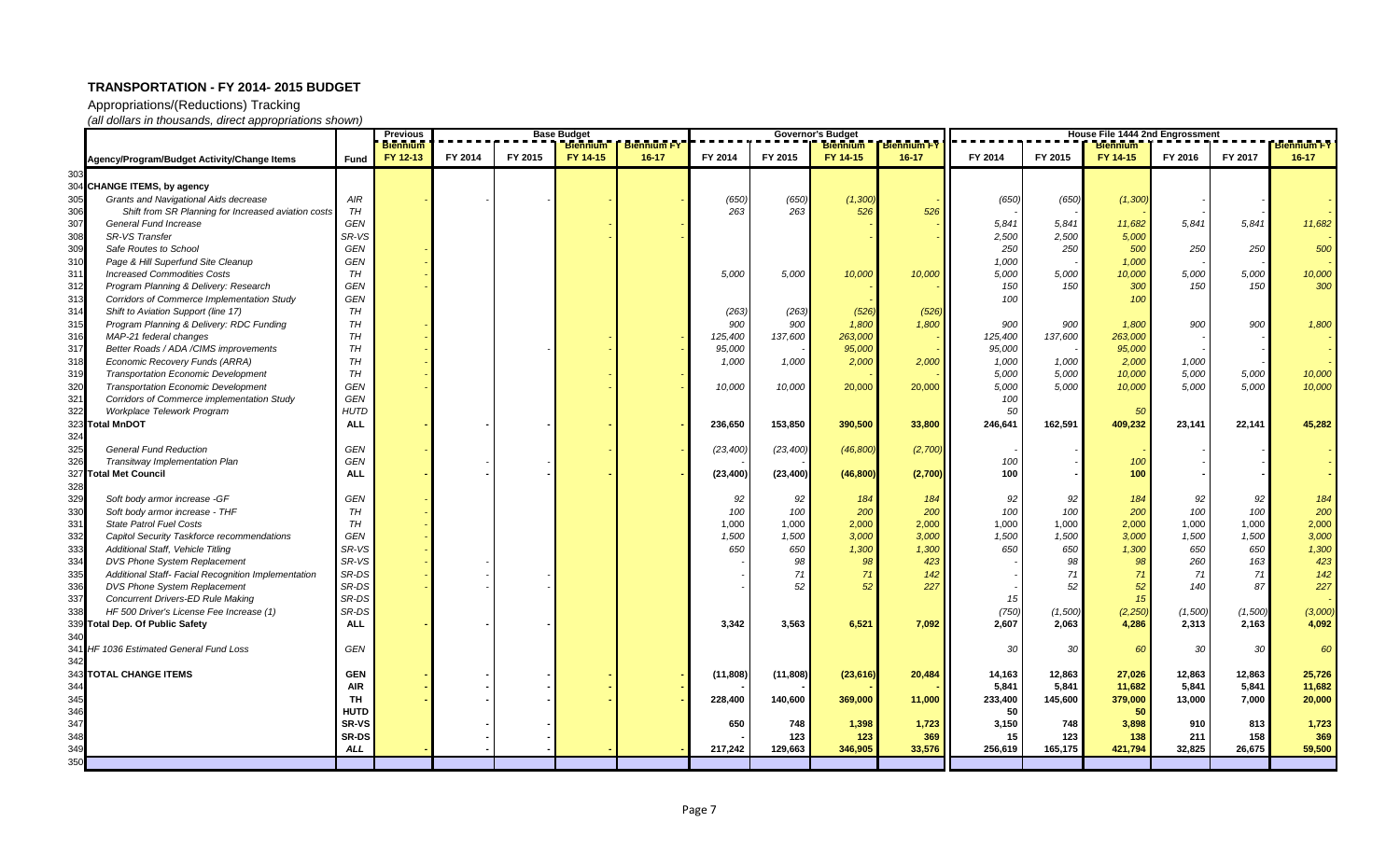# TRANSPORTATION - FY 2014- 2015 BUDGET

Appropriations/(Reductions) Tracking

*(all dollars in thousands, direct appropriations shown)*

| | | | Previous | Base Budget | | | | Governor's Budget | | | | House File 1444 2nd Engrossment | | | | | |
|---|---|---|---|---|---|---|---|---|---|---|---|---|---|---|---|---|---|
| | Agency/Program/Budget Activity/Change Items | Fund | Biennium FY 12-13 | FY 2014 | FY 2015 | Biennium FY 14-15 | Biennium FY 16-17 | FY 2014 | FY 2015 | Biennium FY 14-15 | Biennium FY 16-17 | FY 2014 | FY 2015 | Biennium FY 14-15 | FY 2016 | FY 2017 | Biennium FY 16-17 |
| 303 | | | | | | | | | | | | | | | | | |
| 304 | **CHANGE ITEMS, by agency** | | | | | | | | | | | | | | | | |
| 305 | *Grants and Navigational Aids decrease* | *AIR* | - | - | - | - | - | *(650)* | *(650)* | *(1,300)* | - | *(650)* | *(650)* | *(1,300)* | - | - | - |
| 306 | *Shift from SR Planning for Increased aviation costs* | *TH* | | | | | | *263* | *263* | *526* | *526* | | | - | - | - | - |
| 307 | *General Fund Increase* | *GEN* | | | | - | - | | | - | - | *5,841* | *5,841* | *11,682* | *5,841* | *5,841* | *11,682* |
| 308 | *SR-VS Transfer* | *SR-VS* | | | | - | - | | | - | - | *2,500* | *2,500* | *5,000* | | | - |
| 309 | *Safe Routes to School* | *GEN* | - | | | | | | | | | *250* | *250* | *500* | *250* | *250* | *500* |
| 310 | *Page & Hill Superfund Site Cleanup* | *GEN* | - | | | | | | | | | *1,000* | - | *1,000* | - | - | - |
| 311 | *Increased Commodities Costs* | *TH* | - | | | | | *5,000* | *5,000* | *10,000* | *10,000* | *5,000* | *5,000* | *10,000* | *5,000* | *5,000* | *10,000* |
| 312 | *Program Planning & Delivery: Research* | *GEN* | - | | | | | | | - | | *150* | *150* | *300* | *150* | *150* | *300* |
| 313 | *Corridors of Commerce Implementation Study* | *GEN* | - | | | | | | | - | | *100* | | *100* | | | |
| 314 | *Shift to Aviation Support (line 17)* | *TH* | - | | | | | *(263)* | *(263)* | *(526)* | *(526)* | | | | | | |
| 315 | *Program Planning & Delivery: RDC Funding* | *TH* | - | | | | | *900* | *900* | *1,800* | *1,800* | *900* | *900* | *1,800* | *900* | *900* | *1,800* |
| 316 | *MAP-21 federal changes* | *TH* | - | | | - | - | *125,400* | *137,600* | *263,000* | - | *125,400* | *137,600* | *263,000* | - | - | - |
| 317 | *Better Roads / ADA /CIMS improvements* | *TH* | - | | - | - | - | *95,000* | - | *95,000* | - | *95,000* | - | *95,000* | - | - | - |
| 318 | *Economic Recovery Funds (ARRA)* | *TH* | - | | | - | - | *1,000* | *1,000* | *2,000* | *2,000* | *1,000* | *1,000* | *2,000* | *1,000* | - | - |
| 319 | *Transportation Economic Development* | *TH* | - | | | - | - | | | - | - | *5,000* | *5,000* | *10,000* | *5,000* | *5,000* | *10,000* |
| 320 | *Transportation Economic Development* | *GEN* | - | | | - | - | *10,000* | *10,000* | *20,000* | *20,000* | *5,000* | *5,000* | *10,000* | *5,000* | *5,000* | *10,000* |
| 321 | *Corridors of Commerce implementation Study* | *GEN* | - | | | | | | | | | *100* | | | | | |
| 322 | *Workplace Telework Program* | *HUTD* | - | | | | | | | | | *50* | | *50* | | | |
| 323 | **Total MnDOT** | **ALL** | **-** | **-** | **-** | **-** | **-** | **236,650** | **153,850** | **390,500** | **33,800** | **246,641** | **162,591** | **409,232** | **23,141** | **22,141** | **45,282** |
| 324 | | | | | | | | | | | | | | | | | |
| 325 | *General Fund Reduction* | *GEN* | - | | | - | - | *(23,400)* | *(23,400)* | *(46,800)* | *(2,700)* | - | - | - | - | - | - |
| 326 | *Transitway Implementation Plan* | *GEN* | - | | - | - | - | - | - | - | - | *100* | - | *100* | - | - | - |
| 327 | **Total Met Council** | **ALL** | **-** | **-** | **-** | **-** | **-** | **(23,400)** | **(23,400)** | **(46,800)** | **(2,700)** | **100** | **-** | **100** | **-** | **-** | **-** |
| 328 | | | | | | | | | | | | | | | | | |
| 329 | *Soft body armor increase -GF* | *GEN* | - | | | | | *92* | *92* | *184* | *184* | *92* | *92* | *184* | *92* | *92* | *184* |
| 330 | *Soft body armor increase - THF* | *TH* | - | | | | | *100* | *100* | *200* | *200* | *100* | *100* | *200* | *100* | *100* | *200* |
| 331 | *State Patrol Fuel Costs* | *TH* | - | | | | | *1,000* | *1,000* | *2,000* | *2,000* | *1,000* | *1,000* | *2,000* | *1,000* | *1,000* | *2,000* |
| 332 | *Capitol Security Taskforce recommendations* | *GEN* | - | | | | | *1,500* | *1,500* | *3,000* | *3,000* | *1,500* | *1,500* | *3,000* | *1,500* | *1,500* | *3,000* |
| 333 | *Additional Staff, Vehicle Titling* | *SR-VS* | - | | | | | *650* | *650* | *1,300* | *1,300* | *650* | *650* | *1,300* | *650* | *650* | *1,300* |
| 334 | *DVS Phone System Replacement* | *SR-VS* | - | - | | | | - | *98* | *98* | *423* | - | *98* | *98* | *260* | *163* | *423* |
| 335 | *Additional Staff- Facial Recognition Implementation* | *SR-DS* | - | - | - | | | - | *71* | *71* | *142* | - | *71* | *71* | *71* | *71* | *142* |
| 336 | *DVS Phone System Replacement* | *SR-DS* | - | - | - | | | - | *52* | *52* | *227* | - | *52* | *52* | *140* | *87* | *227* |
| 337 | *Concurrent Drivers-ED Rule Making* | *SR-DS* | | | | | | | | | | *15* | | *15* | | | - |
| 338 | *HF 500 Driver's License Fee Increase (1)* | *SR-DS* | | | | | | | | | | *(750)* | *(1,500)* | *(2,250)* | *(1,500)* | *(1,500)* | *(3,000)* |
| 339 | **Total Dep. Of Public Safety** | **ALL** | **-** | **-** | **-** | | | **3,342** | **3,563** | **6,521** | **7,092** | **2,607** | **2,063** | **4,286** | **2,313** | **2,163** | **4,092** |
| 340 | | | | | | | | | | | | | | | | | |
| 341 | *HF 1036 Estimated General Fund Loss* | *GEN* | | | | | | | | | | *30* | *30* | *60* | *30* | *30* | *60* |
| 342 | | | | | | | | | | | | | | | | | |
| 343 | **TOTAL CHANGE ITEMS** | **GEN** | **-** | **-** | **-** | **-** | **-** | **(11,808)** | **(11,808)** | **(23,616)** | **20,484** | **14,163** | **12,863** | **27,026** | **12,863** | **12,863** | **25,726** |
| 344 | | **AIR** | **-** | **-** | **-** | **-** | **-** | **-** | **-** | **-** | **-** | **5,841** | **5,841** | **11,682** | **5,841** | **5,841** | **11,682** |
| 345 | | **TH** | **-** | **-** | **-** | **-** | **-** | **228,400** | **140,600** | **369,000** | **11,000** | **233,400** | **145,600** | **379,000** | **13,000** | **7,000** | **20,000** |
| 346 | | **HUTD** | | | | | | | | | | **50** | | **50** | | | |
| 347 | | **SR-VS** | | **-** | **-** | | | **650** | **748** | **1,398** | **1,723** | **3,150** | **748** | **3,898** | **910** | **813** | **1,723** |
| 348 | | **SR-DS** | | **-** | **-** | | | **-** | **123** | **123** | **369** | **15** | **123** | **138** | **211** | **158** | **369** |
| 349 | | ***ALL*** | **-** | **-** | **-** | **-** | **-** | **217,242** | **129,663** | **346,905** | **33,576** | **256,619** | **165,175** | **421,794** | **32,825** | **26,675** | **59,500** |
| 350 | | | | | | | | | | | | | | | | | |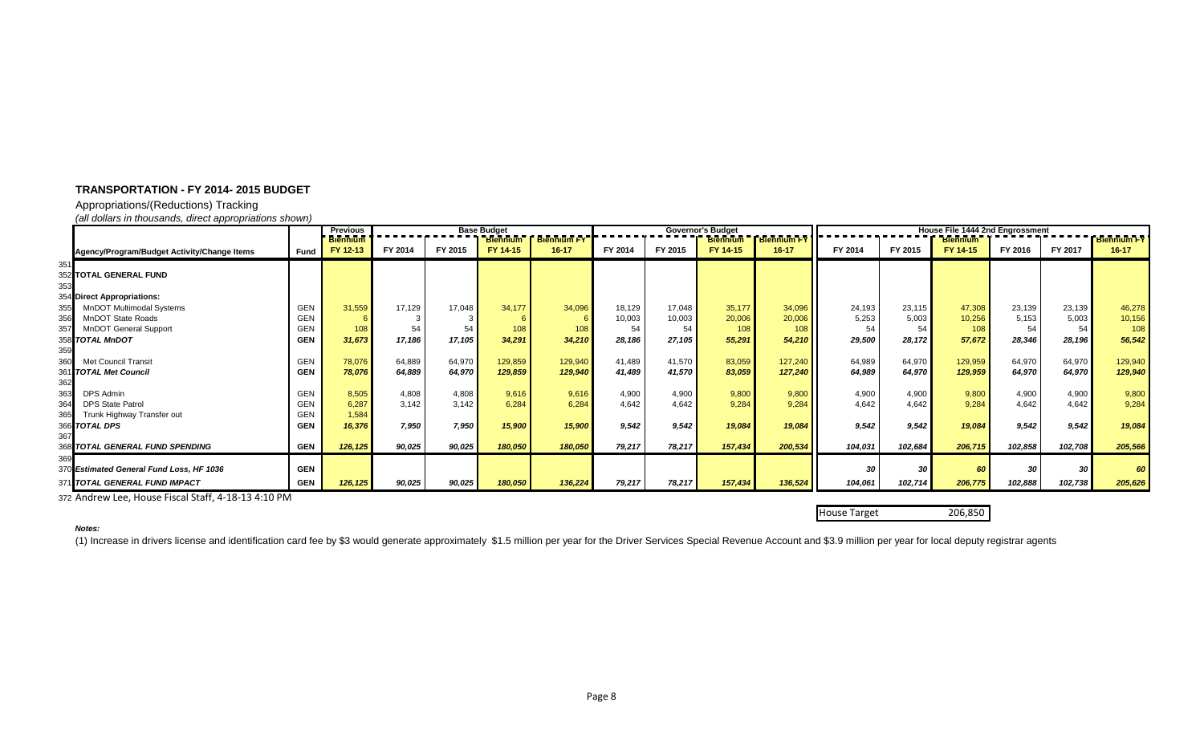## TRANSPORTATION - FY 2014- 2015 BUDGET

Appropriations/(Reductions) Tracking

*(all dollars in thousands, direct appropriations shown)*

| | | | Previous | Base Budget | | | | Governor's Budget | | | | House File 1444 2nd Engrossment | | | | | |
|---|---|---|---|---|---|---|---|---|---|---|---|---|---|---|---|---|---|
| | Agency/Program/Budget Activity/Change Items | Fund | Biennium FY 12-13 | FY 2014 | FY 2015 | Biennium FY 14-15 | Biennium FY 16-17 | FY 2014 | FY 2015 | Biennium FY 14-15 | Biennium FY 16-17 | FY 2014 | FY 2015 | Biennium FY 14-15 | FY 2016 | FY 2017 | Biennium FY 16-17 |
| 351 | | | | | | | | | | | | | | | | | |
| 352 | **TOTAL GENERAL FUND** | | | | | | | | | | | | | | | | |
| 353 | | | | | | | | | | | | | | | | | |
| 354 | **Direct Appropriations:** | | | | | | | | | | | | | | | | |
| 355 | MnDOT Multimodal Systems | GEN | 31,559 | 17,129 | 17,048 | 34,177 | 34,096 | 18,129 | 17,048 | 35,177 | 34,096 | 24,193 | 23,115 | 47,308 | 23,139 | 23,139 | 46,278 |
| 356 | MnDOT State Roads | GEN | 6 | 3 | 3 | 6 | 6 | 10,003 | 10,003 | 20,006 | 20,006 | 5,253 | 5,003 | 10,256 | 5,153 | 5,003 | 10,156 |
| 357 | MnDOT General Support | GEN | 108 | 54 | 54 | 108 | 108 | 54 | 54 | 108 | 108 | 54 | 54 | 108 | 54 | 54 | 108 |
| 358 | ***TOTAL MnDOT*** | **GEN** | ***31,673*** | ***17,186*** | ***17,105*** | ***34,291*** | ***34,210*** | ***28,186*** | ***27,105*** | ***55,291*** | ***54,210*** | ***29,500*** | ***28,172*** | ***57,672*** | ***28,346*** | ***28,196*** | ***56,542*** |
| 359 | | | | | | | | | | | | | | | | | |
| 360 | Met Council Transit | GEN | 78,076 | 64,889 | 64,970 | 129,859 | 129,940 | 41,489 | 41,570 | 83,059 | 127,240 | 64,989 | 64,970 | 129,959 | 64,970 | 64,970 | 129,940 |
| 361 | ***TOTAL Met Council*** | **GEN** | ***78,076*** | ***64,889*** | ***64,970*** | ***129,859*** | ***129,940*** | ***41,489*** | ***41,570*** | ***83,059*** | ***127,240*** | ***64,989*** | ***64,970*** | ***129,959*** | ***64,970*** | ***64,970*** | ***129,940*** |
| 362 | | | | | | | | | | | | | | | | | |
| 363 | DPS Admin | GEN | 8,505 | 4,808 | 4,808 | 9,616 | 9,616 | 4,900 | 4,900 | 9,800 | 9,800 | 4,900 | 4,900 | 9,800 | 4,900 | 4,900 | 9,800 |
| 364 | DPS State Patrol | GEN | 6,287 | 3,142 | 3,142 | 6,284 | 6,284 | 4,642 | 4,642 | 9,284 | 9,284 | 4,642 | 4,642 | 9,284 | 4,642 | 4,642 | 9,284 |
| 365 | Trunk Highway Transfer out | GEN | 1,584 | | | | | | | | | | | | | | |
| 366 | ***TOTAL DPS*** | **GEN** | ***16,376*** | ***7,950*** | ***7,950*** | ***15,900*** | ***15,900*** | ***9,542*** | ***9,542*** | ***19,084*** | ***19,084*** | ***9,542*** | ***9,542*** | ***19,084*** | ***9,542*** | ***9,542*** | ***19,084*** |
| 367 | | | | | | | | | | | | | | | | | |
| 368 | ***TOTAL GENERAL FUND SPENDING*** | **GEN** | ***126,125*** | ***90,025*** | ***90,025*** | ***180,050*** | ***180,050*** | ***79,217*** | ***78,217*** | ***157,434*** | ***200,534*** | ***104,031*** | ***102,684*** | ***206,715*** | ***102,858*** | ***102,708*** | ***205,566*** |
| 369 | | | | | | | | | | | | | | | | | |
| 370 | ***Estimated General Fund Loss, HF 1036*** | **GEN** | | | | | | | | | | ***30*** | ***30*** | ***60*** | ***30*** | ***30*** | ***60*** |
| 371 | ***TOTAL GENERAL FUND IMPACT*** | **GEN** | ***126,125*** | ***90,025*** | ***90,025*** | ***180,050*** | ***136,224*** | ***79,217*** | ***78,217*** | ***157,434*** | ***136,524*** | ***104,061*** | ***102,714*** | ***206,775*** | ***102,888*** | ***102,738*** | ***205,626*** |

372 Andrew Lee, House Fiscal Staff, 4-18-13 4:10 PM

House Target 206,850

***Notes:***

(1) Increase in drivers license and identification card fee by $3 would generate approximately $1.5 million per year for the Driver Services Special Revenue Account and $3.9 million per year for local deputy registrar agents